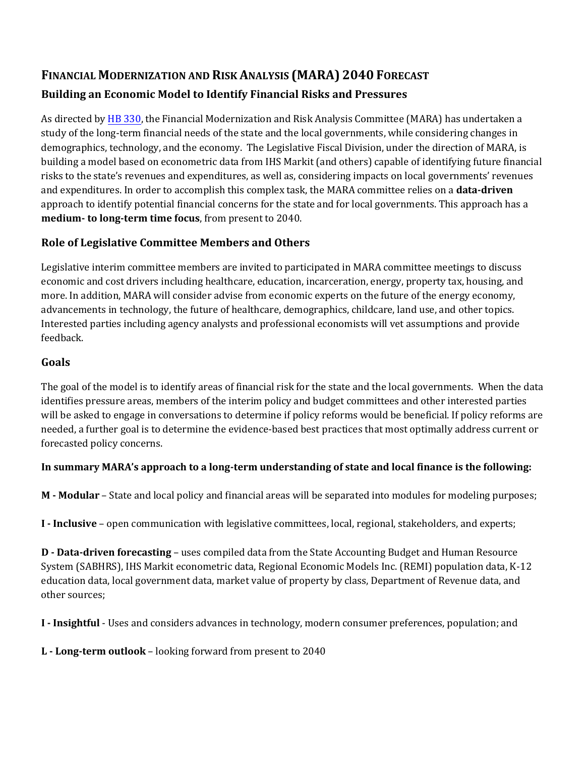# FINANCIAL MODERNIZATION AND RISK ANALYSIS (MARA) 2040 FORECAST

## Building an Economic Model to Identify Financial Risks and Pressures

As directed by HB 330, the Financial Modernization and Risk Analysis Committee (MARA) has undertaken a study of the long-term financial needs of the state and the local governments, while considering changes in demographics, technology, and the economy. The Legislative Fiscal Division, under the direction of MARA, is building a model based on econometric data from IHS Markit (and others) capable of identifying future financial risks to the state's revenues and expenditures, as well as, considering impacts on local governments' revenues and expenditures. In order to accomplish this complex task, the MARA committee relies on a **data-driven** approach to identify potential financial concerns for the state and for local governments. This approach has a **medium- to long-term time focus**, from present to 2040.

## Role of Legislative Committee Members and Others

Legislative interim committee members are invited to participated in MARA committee meetings to discuss economic and cost drivers including healthcare, education, incarceration, energy, property tax, housing, and more. In addition, MARA will consider advise from economic experts on the future of the energy economy, advancements in technology, the future of healthcare, demographics, childcare, land use, and other topics. Interested parties including agency analysts and professional economists will vet assumptions and provide feedback.

## Goals

The goal of the model is to identify areas of financial risk for the state and the local governments. When the data identifies pressure areas, members of the interim policy and budget committees and other interested parties will be asked to engage in conversations to determine if policy reforms would be beneficial. If policy reforms are needed, a further goal is to determine the evidence-based best practices that most optimally address current or forecasted policy concerns.

**In summary MARA's approach to a long-term understanding of state and local finance is the following:**

**M - Modular** – State and local policy and financial areas will be separated into modules for modeling purposes;

**I - Inclusive** – open communication with legislative committees, local, regional, stakeholders, and experts;

**D - Data-driven forecasting** – uses compiled data from the State Accounting Budget and Human Resource System (SABHRS), IHS Markit econometric data, Regional Economic Models Inc. (REMI) population data, K-12 education data, local government data, market value of property by class, Department of Revenue data, and other sources;

**I - Insightful** - Uses and considers advances in technology, modern consumer preferences, population; and

**L - Long-term outlook** – looking forward from present to 2040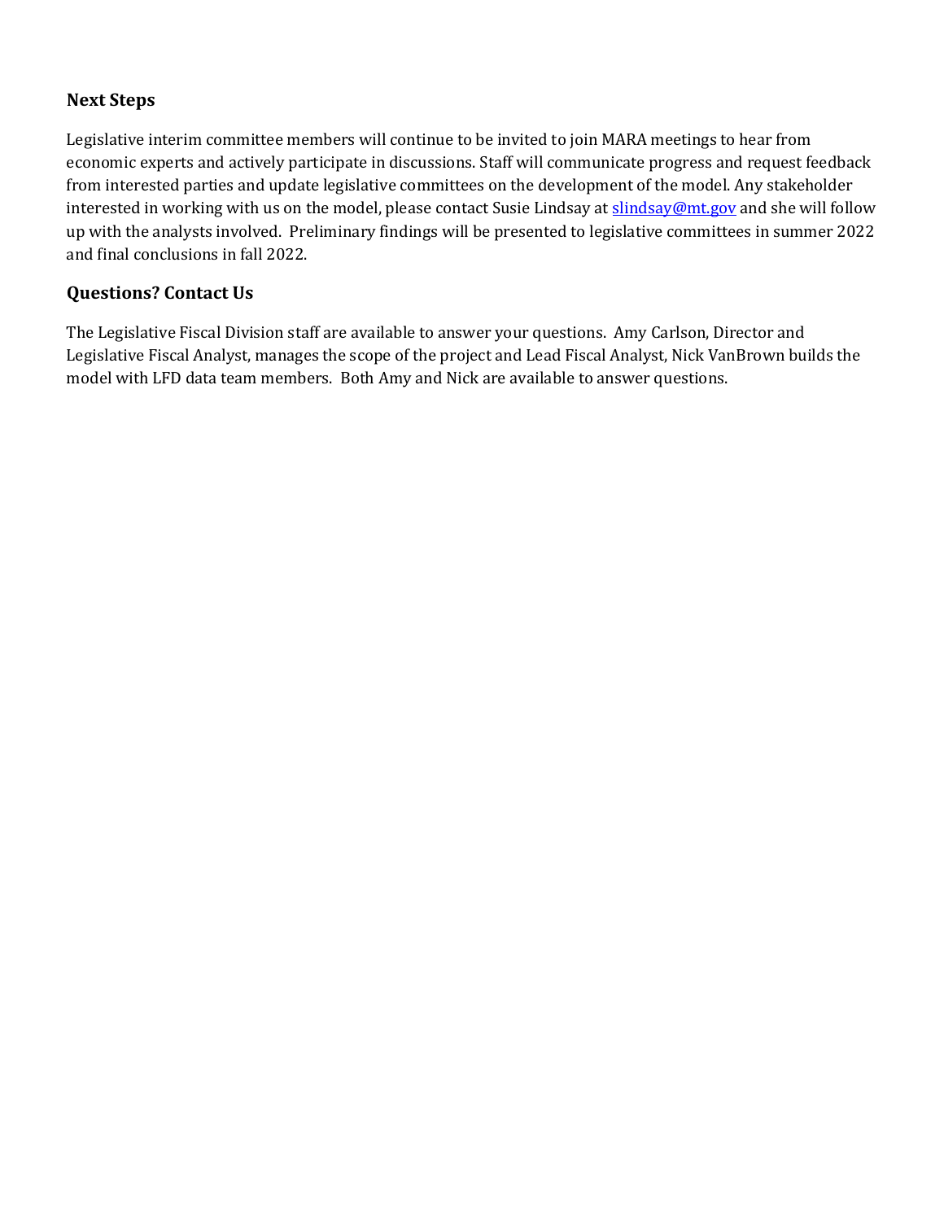### Next Steps

Legislative interim committee members will continue to be invited to join MARA meetings to hear from economic experts and actively participate in discussions. Staff will communicate progress and request feedback from interested parties and update legislative committees on the development of the model. Any stakeholder interested in working with us on the model, please contact Susie Lindsay at [slindsay@mt.gov](mailto:slindsay@mt.gov) and she will follow up with the analysts involved. Preliminary findings will be presented to legislative committees in summer 2022 and final conclusions in fall 2022.

### Questions? Contact Us

The Legislative Fiscal Division staff are available to answer your questions. Amy Carlson, Director and Legislative Fiscal Analyst, manages the scope of the project and Lead Fiscal Analyst, Nick VanBrown builds the model with LFD data team members. Both Amy and Nick are available to answer questions.